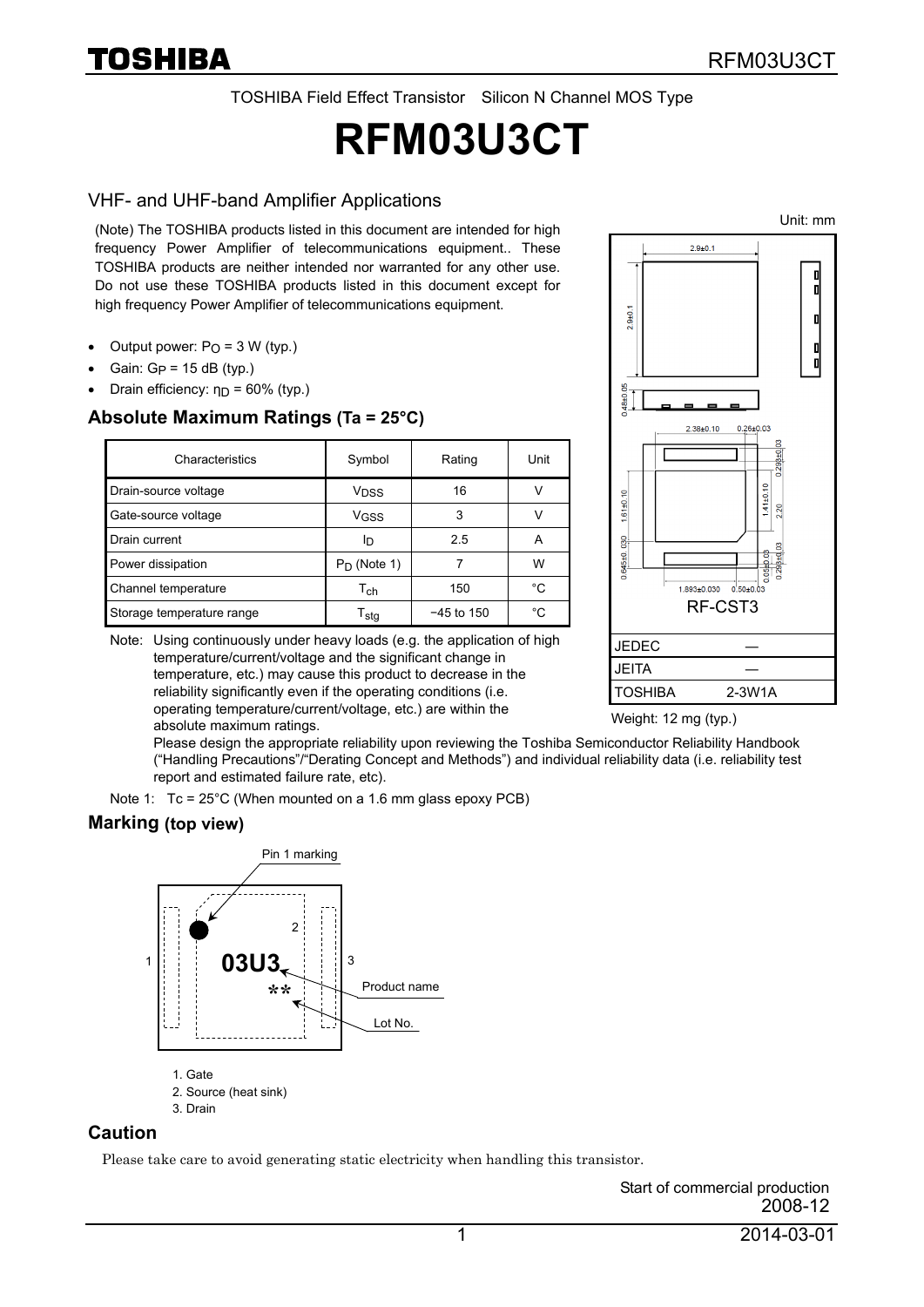TOSHIBA Field Effect Transistor Silicon N Channel MOS Type

# RFM03U3CT

## VHF- and UHF-band Amplifier Applications

(Note) The TOSHIBA products listed in this document are intended for high frequency Power Amplifier of telecommunications equipment.. These TOSHIBA products are neither intended nor warranted for any other use. Do not use these TOSHIBA products listed in this document except for high frequency Power Amplifier of telecommunications equipment.

- Output power: $P_O$ = 3 W (typ.)
- Gain: $G_P$ = 15 dB (typ.)
- Drain efficiency: $\eta_D$ = 60% (typ.)

Unit: mm

RF-CST3

| | |
|---|---|
| JEDEC | ― |
| JEITA | ― |
| TOSHIBA | 2-3W1A |

Weight: 12 mg (typ.)

## Absolute Maximum Ratings (Ta = 25°C)

| Characteristics | Symbol | Rating | Unit |
|---|---|---|---|
| Drain-source voltage | $V_{DSS}$ | 16 | V |
| Gate-source voltage | $V_{GSS}$ | 3 | V |
| Drain current | $I_D$ | 2.5 | A |
| Power dissipation | $P_D$ (Note 1) | 7 | W |
| Channel temperature | $T_{ch}$ | 150 | °C |
| Storage temperature range | $T_{stg}$ | −45 to 150 | °C |

Note: Using continuously under heavy loads (e.g. the application of high temperature/current/voltage and the significant change in temperature, etc.) may cause this product to decrease in the reliability significantly even if the operating conditions (i.e. operating temperature/current/voltage, etc.) are within the absolute maximum ratings.
Please design the appropriate reliability upon reviewing the Toshiba Semiconductor Reliability Handbook ("Handling Precautions"/"Derating Concept and Methods") and individual reliability data (i.e. reliability test report and estimated failure rate, etc).

Note 1: Tc = 25°C (When mounted on a 1.6 mm glass epoxy PCB)

## Marking (top view)

Pin 1 marking

03U3 — Product name

** — Lot No.

1. Gate
2. Source (heat sink)
3. Drain

## Caution

Please take care to avoid generating static electricity when handling this transistor.

Start of commercial production
2008-12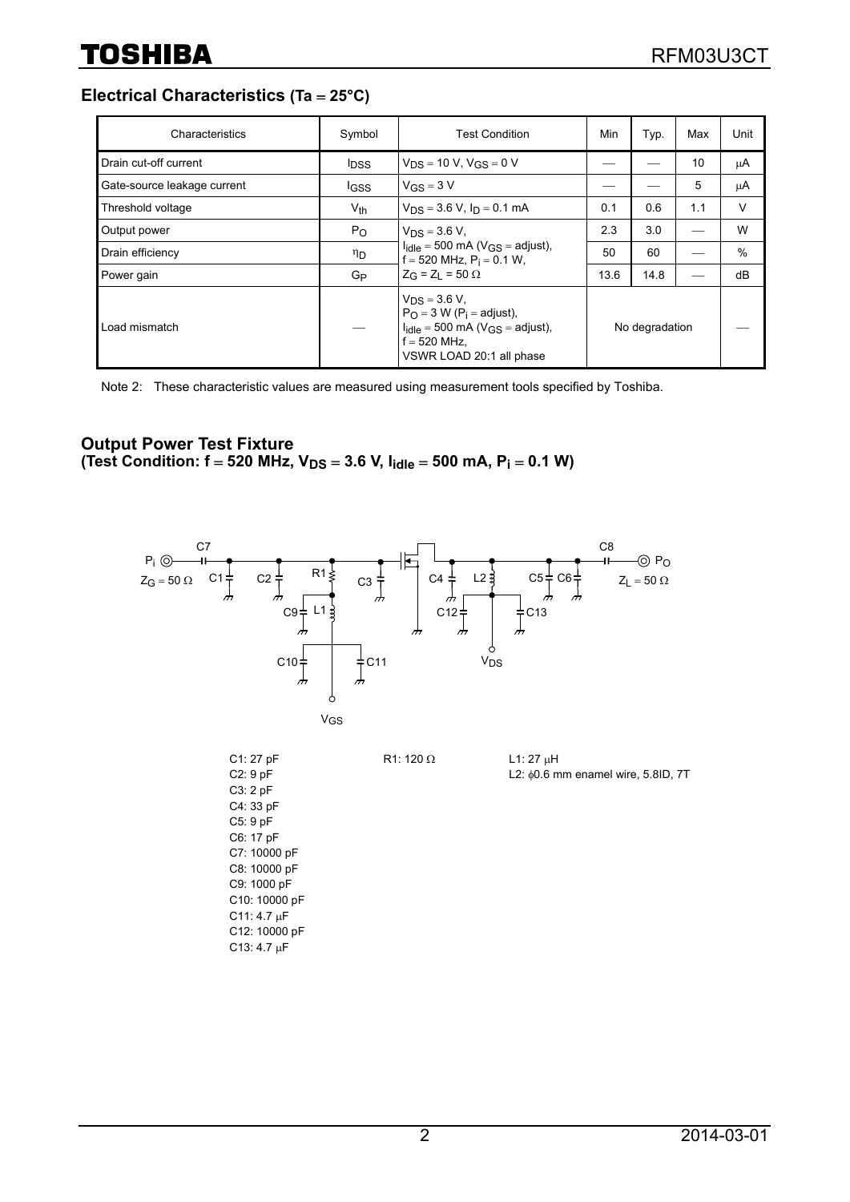## Electrical Characteristics (Ta = 25°C)

| Characteristics | Symbol | Test Condition | Min | Typ. | Max | Unit |
|---|---|---|---|---|---|---|
| Drain cut-off current | $I_{DSS}$ | $V_{DS}$ = 10 V, $V_{GS}$ = 0 V | — | — | 10 | μA |
| Gate-source leakage current | $I_{GSS}$ | $V_{GS}$ = 3 V | — | — | 5 | μA |
| Threshold voltage | $V_{th}$ | $V_{DS}$ = 3.6 V, $I_D$ = 0.1 mA | 0.1 | 0.6 | 1.1 | V |
| Output power | $P_O$ | $V_{DS}$ = 3.6 V, $I_{idle}$ = 500 mA ($V_{GS}$ = adjust), f = 520 MHz, $P_i$ = 0.1 W, $Z_G$ = $Z_L$ = 50 Ω | 2.3 | 3.0 | — | W |
| Drain efficiency | $\eta_D$ | | 50 | 60 | — | % |
| Power gain | $G_P$ | | 13.6 | 14.8 | — | dB |
| Load mismatch | — | $V_{DS}$ = 3.6 V, $P_O$ = 3 W ($P_i$ = adjust), $I_{idle}$ = 500 mA ($V_{GS}$ = adjust), f = 520 MHz, VSWR LOAD 20:1 all phase | No degradation | | | — |

Note 2: These characteristic values are measured using measurement tools specified by Toshiba.

## Output Power Test Fixture
### (Test Condition: f = 520 MHz, $V_{DS}$ = 3.6 V, $I_{idle}$ = 500 mA, $P_i$ = 0.1 W)

C1: 27 pF
C2: 9 pF
C3: 2 pF
C4: 33 pF
C5: 9 pF
C6: 17 pF
C7: 10000 pF
C8: 10000 pF
C9: 1000 pF
C10: 10000 pF
C11: 4.7 μF
C12: 10000 pF
C13: 4.7 μF

R1: 120 Ω

L1: 27 μH
L2: ϕ0.6 mm enamel wire, 5.8ID, 7T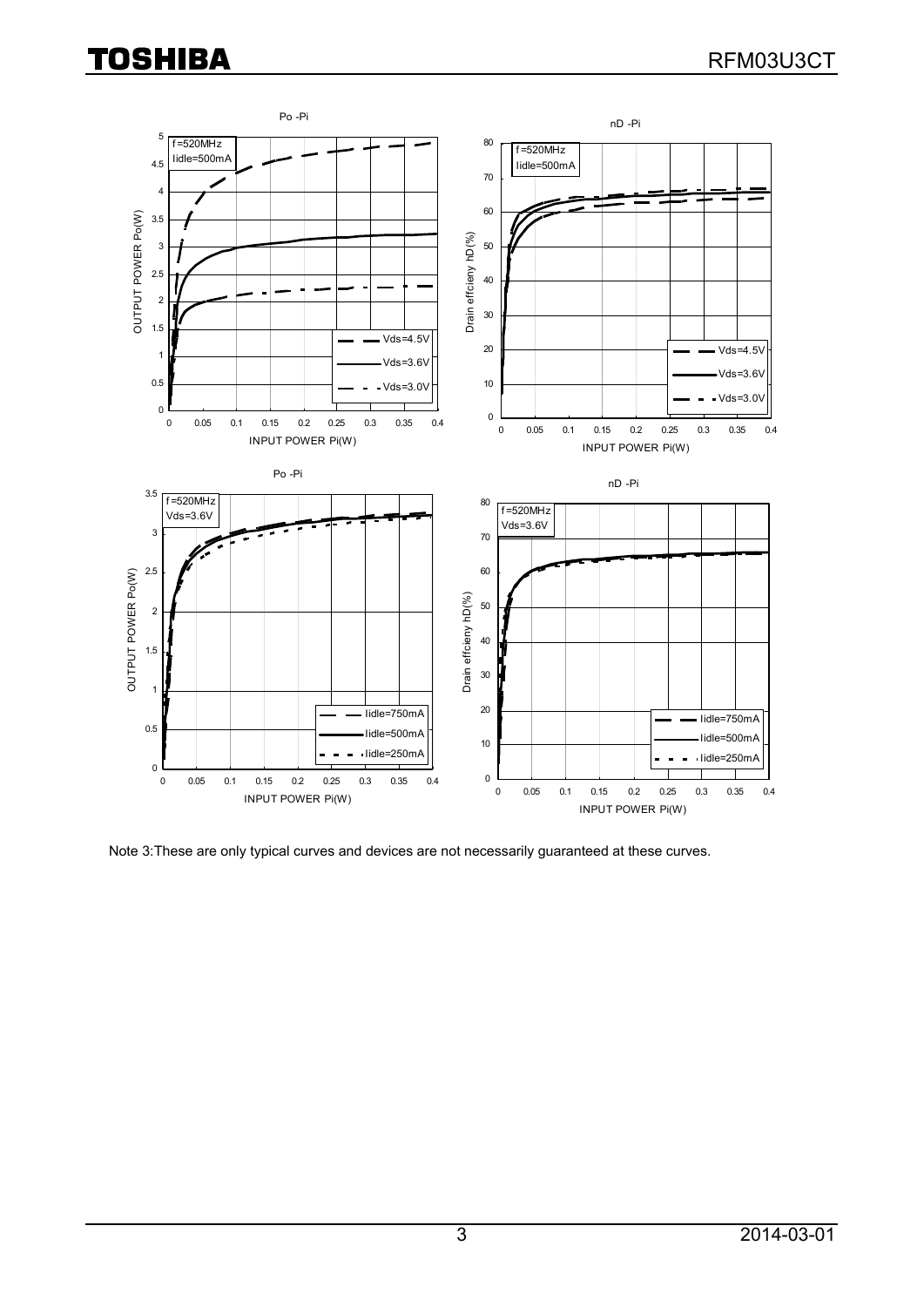Po -Pi

f =520MHz
Iidle=500mA

OUTPUT POWER Po(W)

INPUT POWER Pi(W)

Vds=4.5V
Vds=3.6V
Vds=3.0V

nD -Pi

f =520MHz
Iidle=500mA

Drain effcieny hD(%)

INPUT POWER Pi(W)

Vds=4.5V
Vds=3.6V
Vds=3.0V

Po -Pi

f =520MHz
Vds=3.6V

OUTPUT POWER Po(W)

INPUT POWER Pi(W)

Iidle=750mA
Iidle=500mA
Iidle=250mA

nD -Pi

f =520MHz
Vds=3.6V

Drain effcieny hD(%)

INPUT POWER Pi(W)

Iidle=750mA
Iidle=500mA
Iidle=250mA

Note 3:These are only typical curves and devices are not necessarily guaranteed at these curves.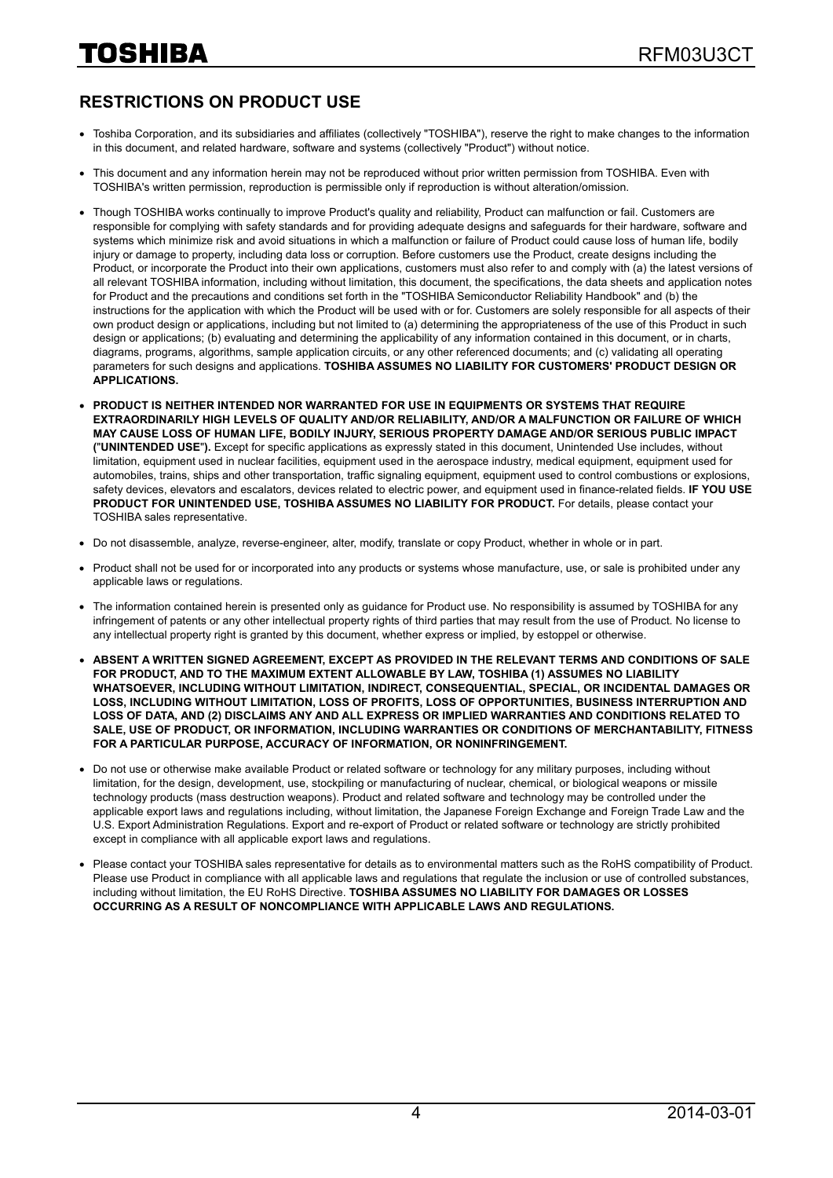## RESTRICTIONS ON PRODUCT USE

- Toshiba Corporation, and its subsidiaries and affiliates (collectively "TOSHIBA"), reserve the right to make changes to the information in this document, and related hardware, software and systems (collectively "Product") without notice.

- This document and any information herein may not be reproduced without prior written permission from TOSHIBA. Even with TOSHIBA's written permission, reproduction is permissible only if reproduction is without alteration/omission.

- Though TOSHIBA works continually to improve Product's quality and reliability, Product can malfunction or fail. Customers are responsible for complying with safety standards and for providing adequate designs and safeguards for their hardware, software and systems which minimize risk and avoid situations in which a malfunction or failure of Product could cause loss of human life, bodily injury or damage to property, including data loss or corruption. Before customers use the Product, create designs including the Product, or incorporate the Product into their own applications, customers must also refer to and comply with (a) the latest versions of all relevant TOSHIBA information, including without limitation, this document, the specifications, the data sheets and application notes for Product and the precautions and conditions set forth in the "TOSHIBA Semiconductor Reliability Handbook" and (b) the instructions for the application with which the Product will be used with or for. Customers are solely responsible for all aspects of their own product design or applications, including but not limited to (a) determining the appropriateness of the use of this Product in such design or applications; (b) evaluating and determining the applicability of any information contained in this document, or in charts, diagrams, programs, algorithms, sample application circuits, or any other referenced documents; and (c) validating all operating parameters for such designs and applications. **TOSHIBA ASSUMES NO LIABILITY FOR CUSTOMERS' PRODUCT DESIGN OR APPLICATIONS.**

- **PRODUCT IS NEITHER INTENDED NOR WARRANTED FOR USE IN EQUIPMENTS OR SYSTEMS THAT REQUIRE EXTRAORDINARILY HIGH LEVELS OF QUALITY AND/OR RELIABILITY, AND/OR A MALFUNCTION OR FAILURE OF WHICH MAY CAUSE LOSS OF HUMAN LIFE, BODILY INJURY, SERIOUS PROPERTY DAMAGE AND/OR SERIOUS PUBLIC IMPACT ("UNINTENDED USE").** Except for specific applications as expressly stated in this document, Unintended Use includes, without limitation, equipment used in nuclear facilities, equipment used in the aerospace industry, medical equipment, equipment used for automobiles, trains, ships and other transportation, traffic signaling equipment, equipment used to control combustions or explosions, safety devices, elevators and escalators, devices related to electric power, and equipment used in finance-related fields. **IF YOU USE PRODUCT FOR UNINTENDED USE, TOSHIBA ASSUMES NO LIABILITY FOR PRODUCT.** For details, please contact your TOSHIBA sales representative.

- Do not disassemble, analyze, reverse-engineer, alter, modify, translate or copy Product, whether in whole or in part.

- Product shall not be used for or incorporated into any products or systems whose manufacture, use, or sale is prohibited under any applicable laws or regulations.

- The information contained herein is presented only as guidance for Product use. No responsibility is assumed by TOSHIBA for any infringement of patents or any other intellectual property rights of third parties that may result from the use of Product. No license to any intellectual property right is granted by this document, whether express or implied, by estoppel or otherwise.

- **ABSENT A WRITTEN SIGNED AGREEMENT, EXCEPT AS PROVIDED IN THE RELEVANT TERMS AND CONDITIONS OF SALE FOR PRODUCT, AND TO THE MAXIMUM EXTENT ALLOWABLE BY LAW, TOSHIBA (1) ASSUMES NO LIABILITY WHATSOEVER, INCLUDING WITHOUT LIMITATION, INDIRECT, CONSEQUENTIAL, SPECIAL, OR INCIDENTAL DAMAGES OR LOSS, INCLUDING WITHOUT LIMITATION, LOSS OF PROFITS, LOSS OF OPPORTUNITIES, BUSINESS INTERRUPTION AND LOSS OF DATA, AND (2) DISCLAIMS ANY AND ALL EXPRESS OR IMPLIED WARRANTIES AND CONDITIONS RELATED TO SALE, USE OF PRODUCT, OR INFORMATION, INCLUDING WARRANTIES OR CONDITIONS OF MERCHANTABILITY, FITNESS FOR A PARTICULAR PURPOSE, ACCURACY OF INFORMATION, OR NONINFRINGEMENT.**

- Do not use or otherwise make available Product or related software or technology for any military purposes, including without limitation, for the design, development, use, stockpiling or manufacturing of nuclear, chemical, or biological weapons or missile technology products (mass destruction weapons). Product and related software and technology may be controlled under the applicable export laws and regulations including, without limitation, the Japanese Foreign Exchange and Foreign Trade Law and the U.S. Export Administration Regulations. Export and re-export of Product or related software or technology are strictly prohibited except in compliance with all applicable export laws and regulations.

- Please contact your TOSHIBA sales representative for details as to environmental matters such as the RoHS compatibility of Product. Please use Product in compliance with all applicable laws and regulations that regulate the inclusion or use of controlled substances, including without limitation, the EU RoHS Directive. **TOSHIBA ASSUMES NO LIABILITY FOR DAMAGES OR LOSSES OCCURRING AS A RESULT OF NONCOMPLIANCE WITH APPLICABLE LAWS AND REGULATIONS.**